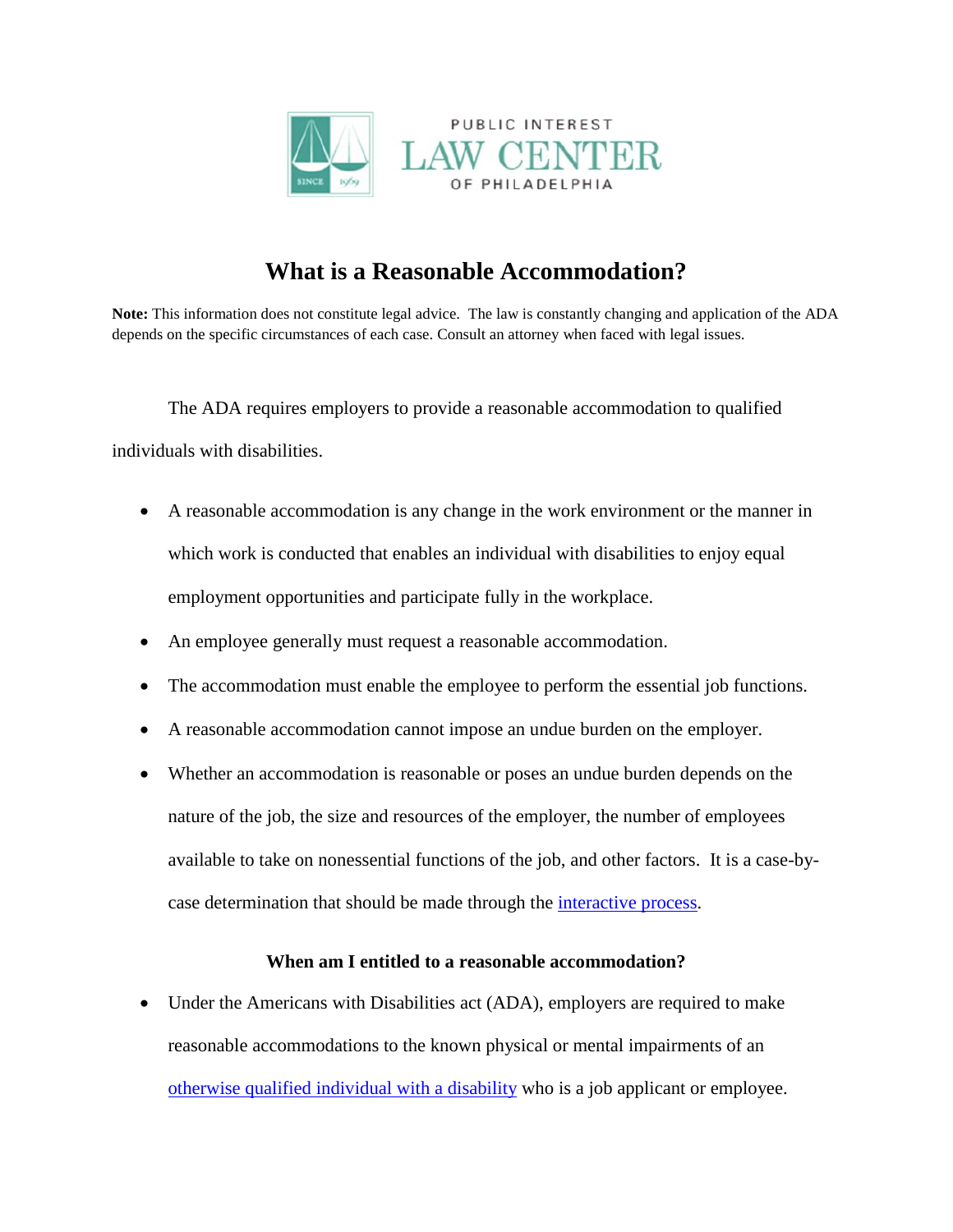PUBLIC INTEREST LAW CENTER OF PHILADELPHIA

# What is a Reasonable Accommodation?

**Note:** This information does not constitute legal advice. The law is constantly changing and application of the ADA depends on the specific circumstances of each case. Consult an attorney when faced with legal issues.

The ADA requires employers to provide a reasonable accommodation to qualified individuals with disabilities.

- A reasonable accommodation is any change in the work environment or the manner in which work is conducted that enables an individual with disabilities to enjoy equal employment opportunities and participate fully in the workplace.
- An employee generally must request a reasonable accommodation.
- The accommodation must enable the employee to perform the essential job functions.
- A reasonable accommodation cannot impose an undue burden on the employer.
- Whether an accommodation is reasonable or poses an undue burden depends on the nature of the job, the size and resources of the employer, the number of employees available to take on nonessential functions of the job, and other factors. It is a case-by-case determination that should be made through the interactive process.

### When am I entitled to a reasonable accommodation?

- Under the Americans with Disabilities act (ADA), employers are required to make reasonable accommodations to the known physical or mental impairments of an otherwise qualified individual with a disability who is a job applicant or employee.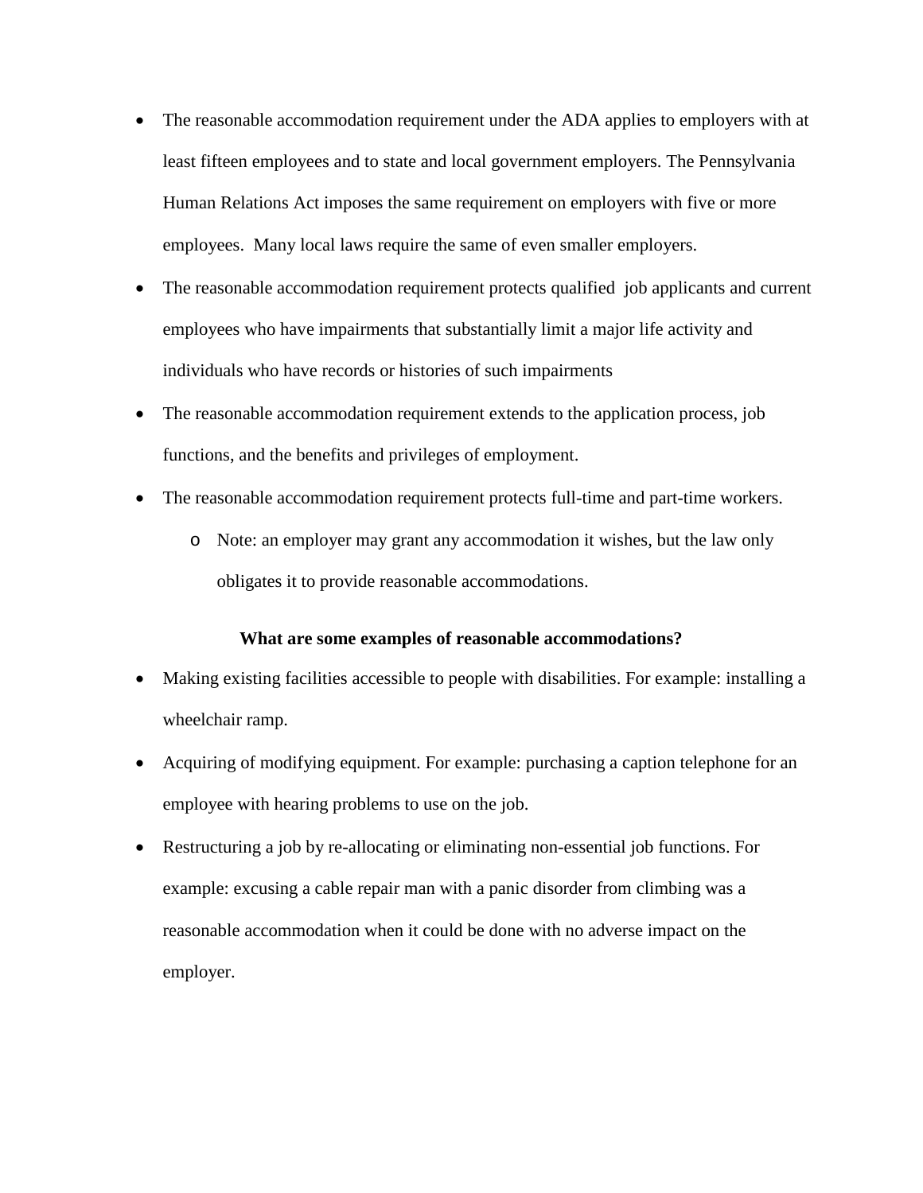- The reasonable accommodation requirement under the ADA applies to employers with at least fifteen employees and to state and local government employers. The Pennsylvania Human Relations Act imposes the same requirement on employers with five or more employees. Many local laws require the same of even smaller employers.
- The reasonable accommodation requirement protects qualified job applicants and current employees who have impairments that substantially limit a major life activity and individuals who have records or histories of such impairments
- The reasonable accommodation requirement extends to the application process, job functions, and the benefits and privileges of employment.
- The reasonable accommodation requirement protects full-time and part-time workers.
  - Note: an employer may grant any accommodation it wishes, but the law only obligates it to provide reasonable accommodations.

**What are some examples of reasonable accommodations?**

- Making existing facilities accessible to people with disabilities. For example: installing a wheelchair ramp.
- Acquiring of modifying equipment. For example: purchasing a caption telephone for an employee with hearing problems to use on the job.
- Restructuring a job by re-allocating or eliminating non-essential job functions. For example: excusing a cable repair man with a panic disorder from climbing was a reasonable accommodation when it could be done with no adverse impact on the employer.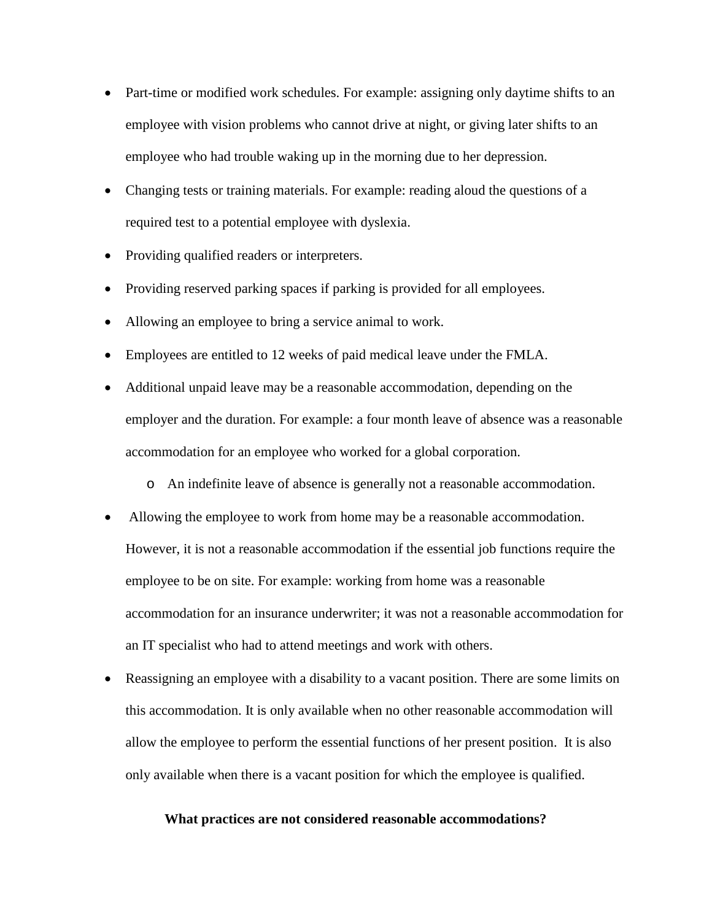- Part-time or modified work schedules. For example: assigning only daytime shifts to an employee with vision problems who cannot drive at night, or giving later shifts to an employee who had trouble waking up in the morning due to her depression.
- Changing tests or training materials. For example: reading aloud the questions of a required test to a potential employee with dyslexia.
- Providing qualified readers or interpreters.
- Providing reserved parking spaces if parking is provided for all employees.
- Allowing an employee to bring a service animal to work.
- Employees are entitled to 12 weeks of paid medical leave under the FMLA.
- Additional unpaid leave may be a reasonable accommodation, depending on the employer and the duration. For example: a four month leave of absence was a reasonable accommodation for an employee who worked for a global corporation.
    - An indefinite leave of absence is generally not a reasonable accommodation.
- Allowing the employee to work from home may be a reasonable accommodation. However, it is not a reasonable accommodation if the essential job functions require the employee to be on site. For example: working from home was a reasonable accommodation for an insurance underwriter; it was not a reasonable accommodation for an IT specialist who had to attend meetings and work with others.
- Reassigning an employee with a disability to a vacant position. There are some limits on this accommodation. It is only available when no other reasonable accommodation will allow the employee to perform the essential functions of her present position. It is also only available when there is a vacant position for which the employee is qualified.

**What practices are not considered reasonable accommodations?**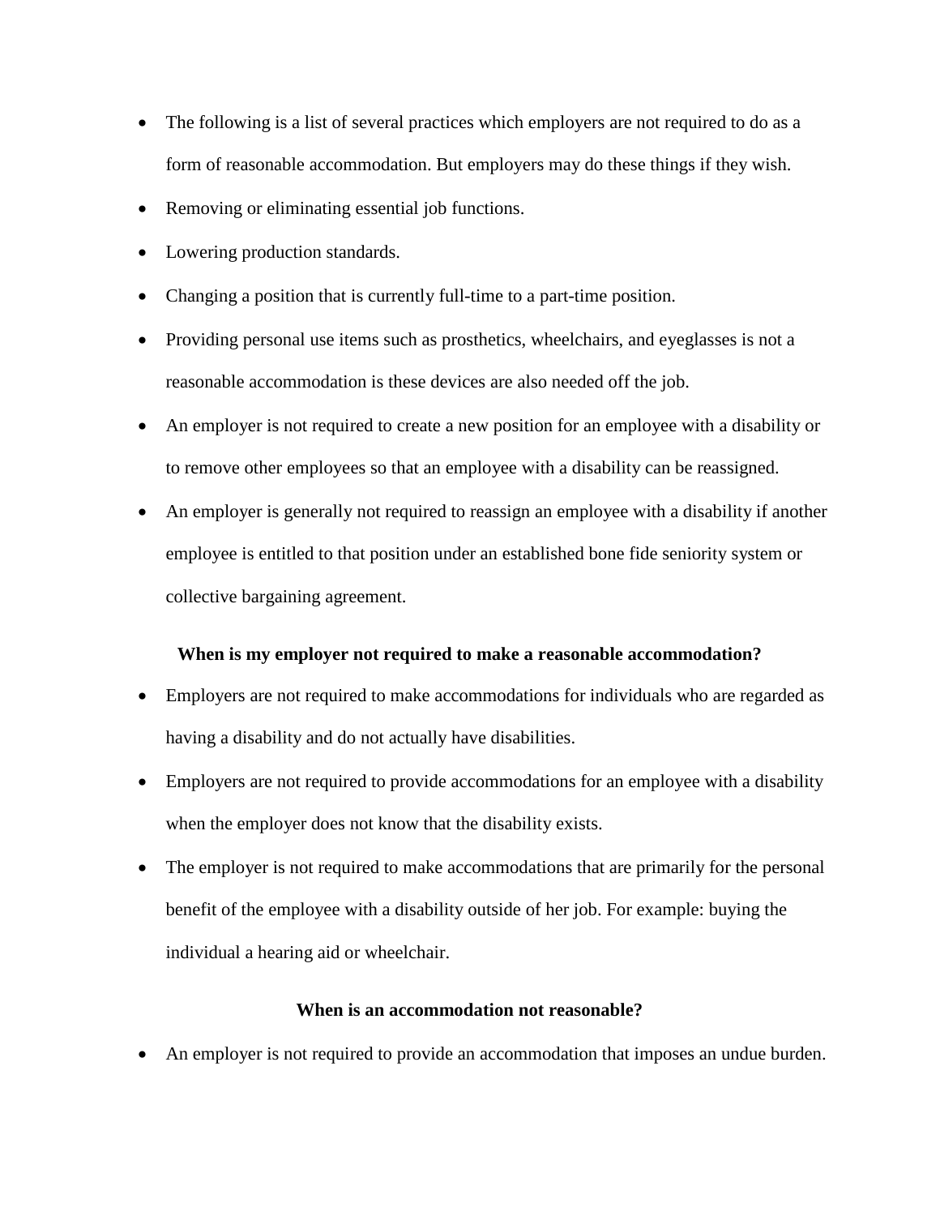- The following is a list of several practices which employers are not required to do as a form of reasonable accommodation. But employers may do these things if they wish.
- Removing or eliminating essential job functions.
- Lowering production standards.
- Changing a position that is currently full-time to a part-time position.
- Providing personal use items such as prosthetics, wheelchairs, and eyeglasses is not a reasonable accommodation is these devices are also needed off the job.
- An employer is not required to create a new position for an employee with a disability or to remove other employees so that an employee with a disability can be reassigned.
- An employer is generally not required to reassign an employee with a disability if another employee is entitled to that position under an established bone fide seniority system or collective bargaining agreement.

**When is my employer not required to make a reasonable accommodation?**

- Employers are not required to make accommodations for individuals who are regarded as having a disability and do not actually have disabilities.
- Employers are not required to provide accommodations for an employee with a disability when the employer does not know that the disability exists.
- The employer is not required to make accommodations that are primarily for the personal benefit of the employee with a disability outside of her job. For example: buying the individual a hearing aid or wheelchair.

**When is an accommodation not reasonable?**

- An employer is not required to provide an accommodation that imposes an undue burden.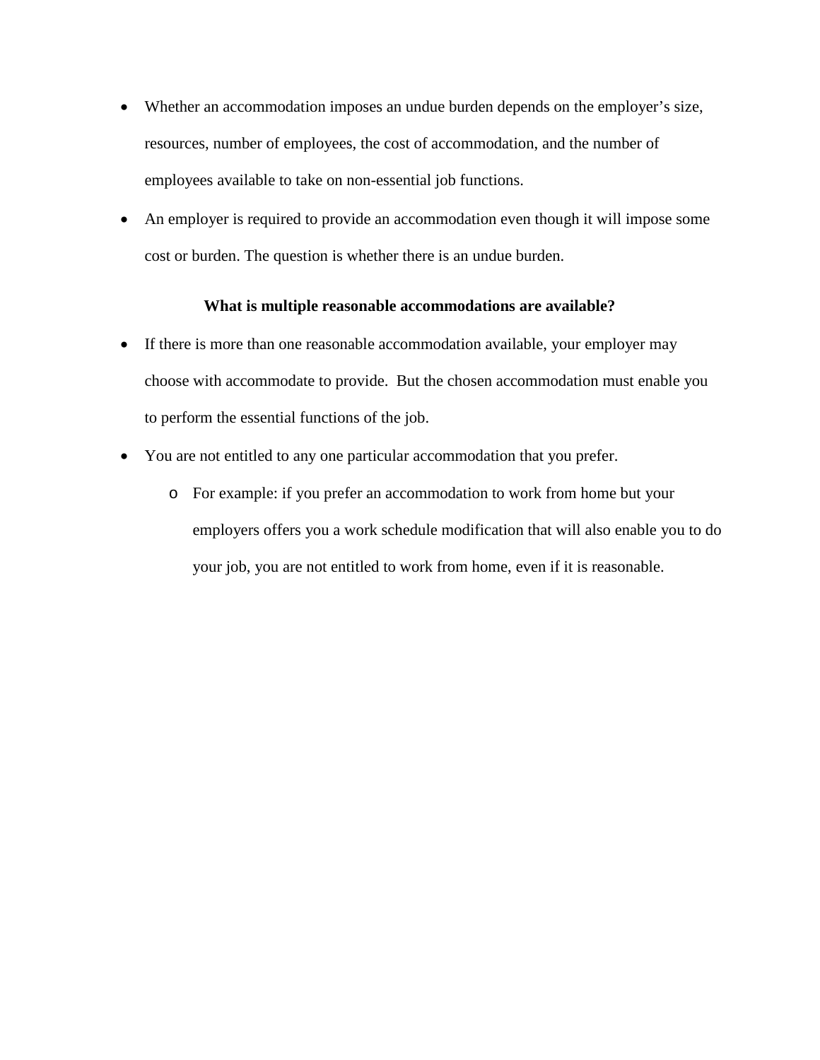- Whether an accommodation imposes an undue burden depends on the employer's size, resources, number of employees, the cost of accommodation, and the number of employees available to take on non-essential job functions.
- An employer is required to provide an accommodation even though it will impose some cost or burden. The question is whether there is an undue burden.

**What is multiple reasonable accommodations are available?**

- If there is more than one reasonable accommodation available, your employer may choose with accommodate to provide. But the chosen accommodation must enable you to perform the essential functions of the job.
- You are not entitled to any one particular accommodation that you prefer.
  - For example: if you prefer an accommodation to work from home but your employers offers you a work schedule modification that will also enable you to do your job, you are not entitled to work from home, even if it is reasonable.